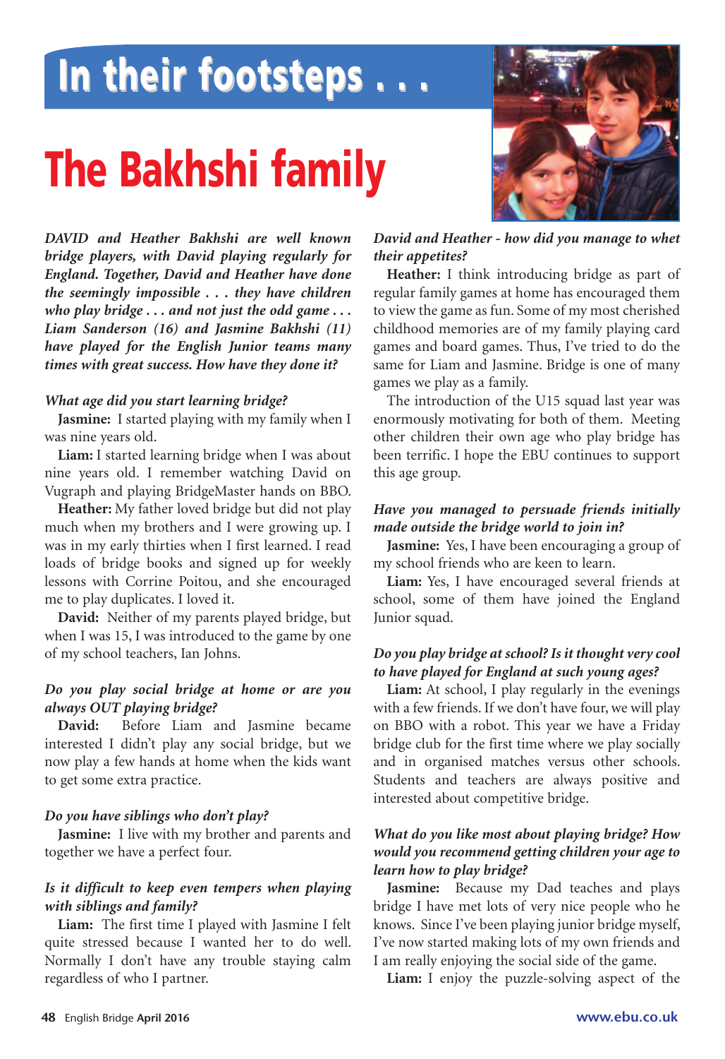# In their footsteps . . .

# The Bakhshi family

*DAVID and Heather Bakhshi are well known bridge players, with David playing regularly for England. Together, David and Heather have done the seemingly impossible . . . they have children who play bridge . . . and not just the odd game . . . Liam Sanderson (16) and Jasmine Bakhshi (11) have played for the English Junior teams many times with great success. How have they done it?*

### *What age did you start learning bridge?*

**Jasmine:** I started playing with my family when I was nine years old.

**Liam:** I started learning bridge when I was about nine years old. I remember watching David on Vugraph and playing BridgeMaster hands on BBO.

**Heather:** My father loved bridge but did not play much when my brothers and I were growing up. I was in my early thirties when I first learned. I read loads of bridge books and signed up for weekly lessons with Corrine Poitou, and she encouraged me to play duplicates. I loved it.

**David:** Neither of my parents played bridge, but when I was 15, I was introduced to the game by one of my school teachers, Ian Johns.

### *Do you play social bridge at home or are you always OUT playing bridge?*

**David:** Before Liam and Jasmine became interested I didn't play any social bridge, but we now play a few hands at home when the kids want to get some extra practice.

### *Do you have siblings who don't play?*

**Jasmine:** I live with my brother and parents and together we have a perfect four.

### *Is it difficult to keep even tempers when playing with siblings and family?*

**Liam:** The first time I played with Jasmine I felt quite stressed because I wanted her to do well. Normally I don't have any trouble staying calm regardless of who I partner.

### *David and Heather - how did you manage to whet their appetites?*

**Heather:** I think introducing bridge as part of regular family games at home has encouraged them to view the game as fun. Some of my most cherished childhood memories are of my family playing card games and board games. Thus, I've tried to do the same for Liam and Jasmine. Bridge is one of many games we play as a family.

The introduction of the U15 squad last year was enormously motivating for both of them. Meeting other children their own age who play bridge has been terrific. I hope the EBU continues to support this age group.

### *Have you managed to persuade friends initially made outside the bridge world to join in?*

**Jasmine:** Yes, I have been encouraging a group of my school friends who are keen to learn.

**Liam:** Yes, I have encouraged several friends at school, some of them have joined the England Junior squad.

### *Do you play bridge at school? Is it thought very cool to have played for England at such young ages?*

**Liam:** At school, I play regularly in the evenings with a few friends. If we don't have four, we will play on BBO with a robot. This year we have a Friday bridge club for the first time where we play socially and in organised matches versus other schools. Students and teachers are always positive and interested about competitive bridge.

### *What do you like most about playing bridge? How would you recommend getting children your age to learn how to play bridge?*

**Jasmine:** Because my Dad teaches and plays bridge I have met lots of very nice people who he knows. Since I've been playing junior bridge myself, I've now started making lots of my own friends and I am really enjoying the social side of the game.

**Liam:** I enjoy the puzzle-solving aspect of the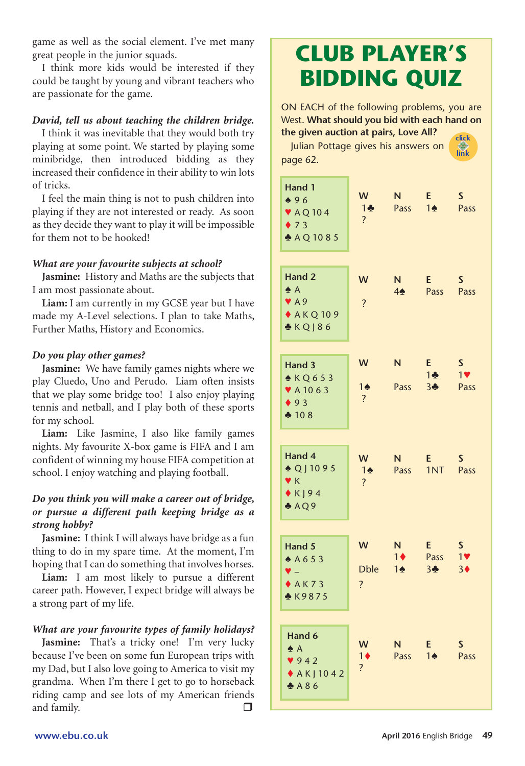game as well as the social element. I've met many great people in the junior squads.

I think more kids would be interested if they could be taught by young and vibrant teachers who are passionate for the game.

***David, tell us about teaching the children bridge.***

I think it was inevitable that they would both try playing at some point. We started by playing some minibridge, then introduced bidding as they increased their confidence in their ability to win lots of tricks.

I feel the main thing is not to push children into playing if they are not interested or ready. As soon as they decide they want to play it will be impossible for them not to be hooked!

***What are your favourite subjects at school?***

**Jasmine:** History and Maths are the subjects that I am most passionate about.

**Liam:** I am currently in my GCSE year but I have made my A-Level selections. I plan to take Maths, Further Maths, History and Economics.

***Do you play other games?***

**Jasmine:** We have family games nights where we play Cluedo, Uno and Perudo. Liam often insists that we play some bridge too! I also enjoy playing tennis and netball, and I play both of these sports for my school.

**Liam:** Like Jasmine, I also like family games nights. My favourite X-box game is FIFA and I am confident of winning my house FIFA competition at school. I enjoy watching and playing football.

***Do you think you will make a career out of bridge, or pursue a different path keeping bridge as a strong hobby?***

**Jasmine:** I think I will always have bridge as a fun thing to do in my spare time. At the moment, I'm hoping that I can do something that involves horses.

**Liam:** I am most likely to pursue a different career path. However, I expect bridge will always be a strong part of my life.

***What are your favourite types of family holidays?***

**Jasmine:** That's a tricky one! I'm very lucky because I've been on some fun European trips with my Dad, but I also love going to America to visit my grandma. When I'm there I get to go to horseback riding camp and see lots of my American friends and family. ❐

# CLUB PLAYER'S BIDDING QUIZ

ON EACH of the following problems, you are West. **What should you bid with each hand on the given auction at pairs, Love All?**

Julian Pottage gives his answers on page 62.

click link

**Hand 1**
♠ 9 6
♥ A Q 10 4
♦ 7 3
♣ A Q 10 8 5

| W | N | E | S |
|---|---|---|---|
| 1♣ | Pass | 1♠ | Pass |
| ? | | | |

**Hand 2**
♠ A
♥ A 9
♦ A K Q 10 9
♣ K Q J 8 6

| W | N | E | S |
|---|---|---|---|
| | 4♠ | Pass | Pass |
| ? | | | |

**Hand 3**
♠ K Q 6 5 3
♥ A 10 6 3
♦ 9 3
♣ 10 8

| W | N | E | S |
|---|---|---|---|
| | | 1♣ | 1♥ |
| 1♠ | Pass | 3♣ | Pass |
| ? | | | |

**Hand 4**
♠ Q J 10 9 5
♥ K
♦ K J 9 4
♣ A Q 9

| W | N | E | S |
|---|---|---|---|
| 1♠ | Pass | 1NT | Pass |
| ? | | | |

**Hand 5**
♠ A 6 5 3
♥ –
♦ A K 7 3
♣ K 9 8 7 5

| W | N | E | S |
|---|---|---|---|
| | 1♦ | Pass | 1♥ |
| Dble | 1♠ | 3♣ | 3♦ |
| ? | | | |

**Hand 6**
♠ A
♥ 9 4 2
♦ A K J 10 4 2
♣ A 8 6

| W | N | E | S |
|---|---|---|---|
| 1♦ | Pass | 1♠ | Pass |
| ? | | | |